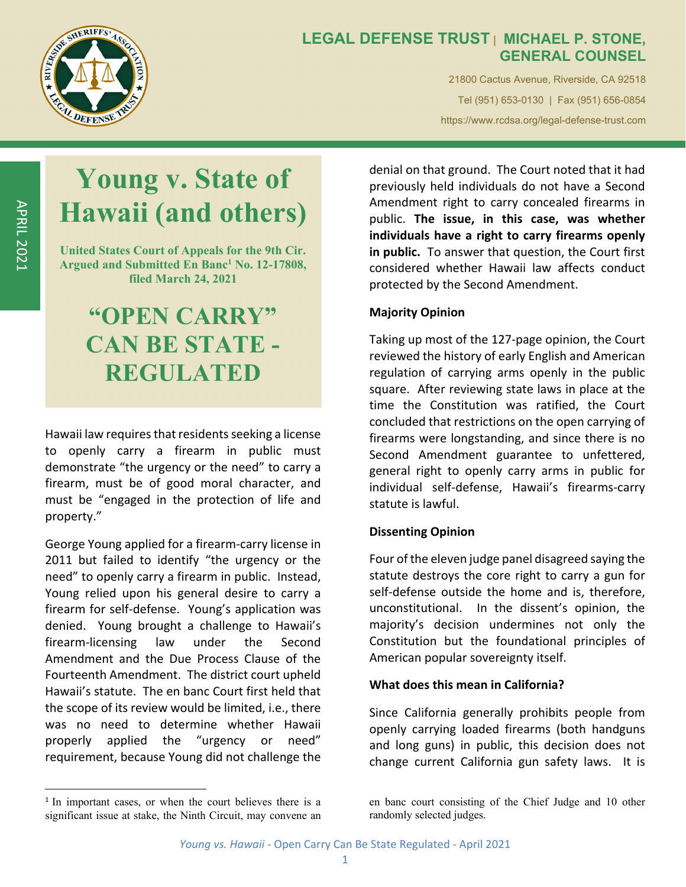# LEGAL DEFENSE TRUST | MICHAEL P. STONE, GENERAL COUNSEL

21800 Cactus Avenue, Riverside, CA 92518

Tel (951) 653-0130 | Fax (951) 656-0854

https://www.rcdsa.org/legal-defense-trust.com

APRIL 2021

# Young v. State of Hawaii (and others)

**United States Court of Appeals for the 9th Cir. Argued and Submitted En Banc[1] No. 12-17808, filed March 24, 2021**

## "OPEN CARRY" CAN BE STATE - REGULATED

Hawaii law requires that residents seeking a license to openly carry a firearm in public must demonstrate "the urgency or the need" to carry a firearm, must be of good moral character, and must be "engaged in the protection of life and property."

George Young applied for a firearm-carry license in 2011 but failed to identify "the urgency or the need" to openly carry a firearm in public. Instead, Young relied upon his general desire to carry a firearm for self-defense. Young's application was denied. Young brought a challenge to Hawaii's firearm-licensing law under the Second Amendment and the Due Process Clause of the Fourteenth Amendment. The district court upheld Hawaii's statute. The en banc Court first held that the scope of its review would be limited, i.e., there was no need to determine whether Hawaii properly applied the "urgency or need" requirement, because Young did not challenge the denial on that ground. The Court noted that it had previously held individuals do not have a Second Amendment right to carry concealed firearms in public. **The issue, in this case, was whether individuals have a right to carry firearms openly in public.** To answer that question, the Court first considered whether Hawaii law affects conduct protected by the Second Amendment.

### Majority Opinion

Taking up most of the 127-page opinion, the Court reviewed the history of early English and American regulation of carrying arms openly in the public square. After reviewing state laws in place at the time the Constitution was ratified, the Court concluded that restrictions on the open carrying of firearms were longstanding, and since there is no Second Amendment guarantee to unfettered, general right to openly carry arms in public for individual self-defense, Hawaii's firearms-carry statute is lawful.

### Dissenting Opinion

Four of the eleven judge panel disagreed saying the statute destroys the core right to carry a gun for self-defense outside the home and is, therefore, unconstitutional. In the dissent's opinion, the majority's decision undermines not only the Constitution but the foundational principles of American popular sovereignty itself.

### What does this mean in California?

Since California generally prohibits people from openly carrying loaded firearms (both handguns and long guns) in public, this decision does not change current California gun safety laws. It is

---

[1] In important cases, or when the court believes there is a significant issue at stake, the Ninth Circuit, may convene an en banc court consisting of the Chief Judge and 10 other randomly selected judges.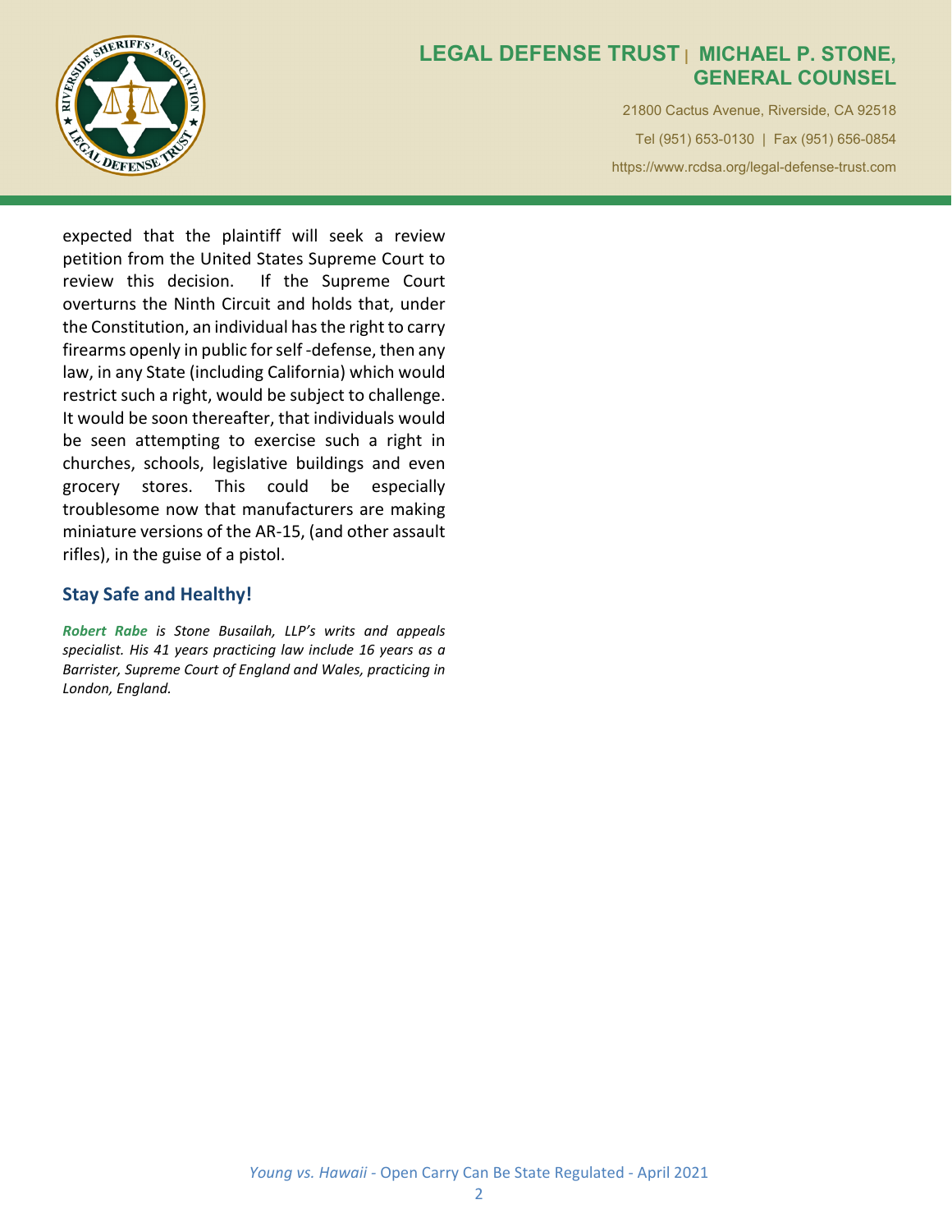expected that the plaintiff will seek a review petition from the United States Supreme Court to review this decision. If the Supreme Court overturns the Ninth Circuit and holds that, under the Constitution, an individual has the right to carry firearms openly in public for self -defense, then any law, in any State (including California) which would restrict such a right, would be subject to challenge. It would be soon thereafter, that individuals would be seen attempting to exercise such a right in churches, schools, legislative buildings and even grocery stores. This could be especially troublesome now that manufacturers are making miniature versions of the AR-15, (and other assault rifles), in the guise of a pistol.

### Stay Safe and Healthy!

***Robert Rabe** is Stone Busailah, LLP's writs and appeals specialist. His 41 years practicing law include 16 years as a Barrister, Supreme Court of England and Wales, practicing in London, England.*